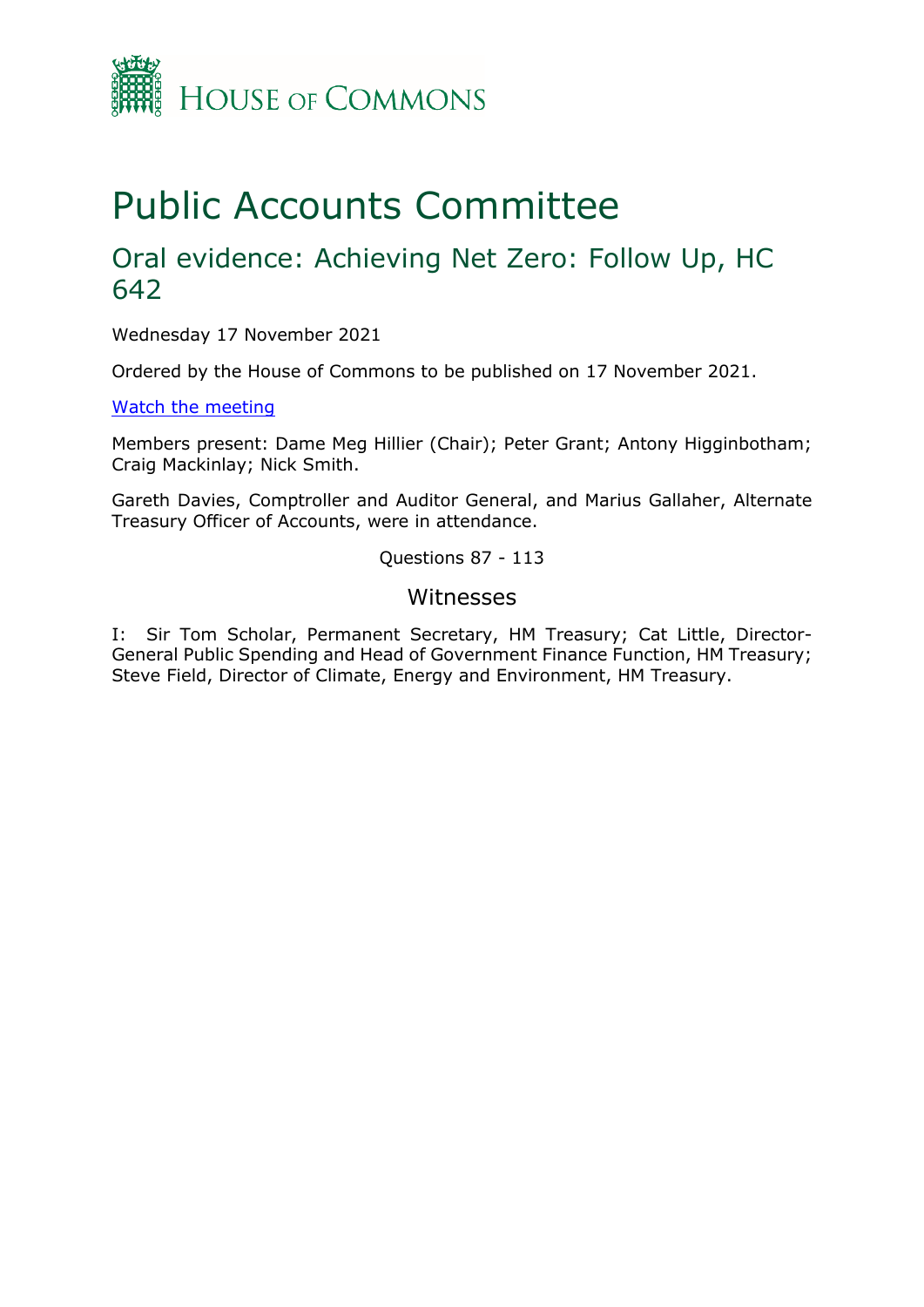House of Commons

# Public Accounts Committee

## Oral evidence: Achieving Net Zero: Follow Up, HC 642

Wednesday 17 November 2021

Ordered by the House of Commons to be published on 17 November 2021.

[Watch the meeting](#)

Members present: Dame Meg Hillier (Chair); Peter Grant; Antony Higginbotham; Craig Mackinlay; Nick Smith.

Gareth Davies, Comptroller and Auditor General, and Marius Gallaher, Alternate Treasury Officer of Accounts, were in attendance.

Questions 87 - 113

### Witnesses

I: Sir Tom Scholar, Permanent Secretary, HM Treasury; Cat Little, Director-General Public Spending and Head of Government Finance Function, HM Treasury; Steve Field, Director of Climate, Energy and Environment, HM Treasury.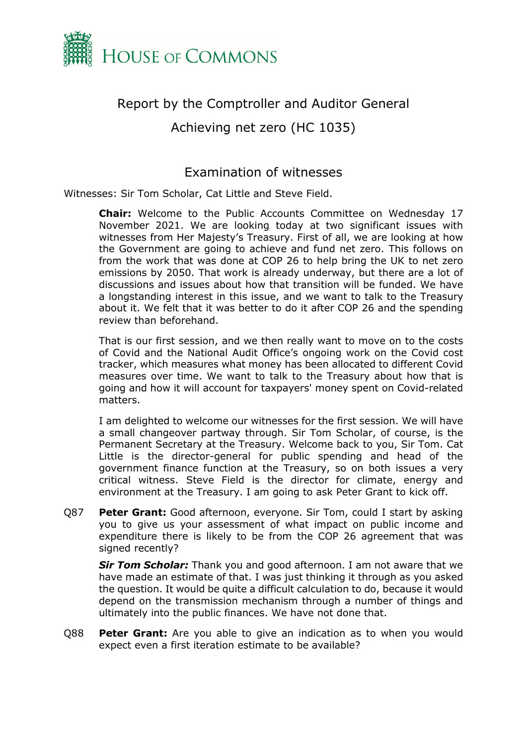HOUSE OF COMMONS

## Report by the Comptroller and Auditor General

## Achieving net zero (HC 1035)

### Examination of witnesses

Witnesses: Sir Tom Scholar, Cat Little and Steve Field.

**Chair:** Welcome to the Public Accounts Committee on Wednesday 17 November 2021. We are looking today at two significant issues with witnesses from Her Majesty's Treasury. First of all, we are looking at how the Government are going to achieve and fund net zero. This follows on from the work that was done at COP 26 to help bring the UK to net zero emissions by 2050. That work is already underway, but there are a lot of discussions and issues about how that transition will be funded. We have a longstanding interest in this issue, and we want to talk to the Treasury about it. We felt that it was better to do it after COP 26 and the spending review than beforehand.

That is our first session, and we then really want to move on to the costs of Covid and the National Audit Office's ongoing work on the Covid cost tracker, which measures what money has been allocated to different Covid measures over time. We want to talk to the Treasury about how that is going and how it will account for taxpayers' money spent on Covid-related matters.

I am delighted to welcome our witnesses for the first session. We will have a small changeover partway through. Sir Tom Scholar, of course, is the Permanent Secretary at the Treasury. Welcome back to you, Sir Tom. Cat Little is the director-general for public spending and head of the government finance function at the Treasury, so on both issues a very critical witness. Steve Field is the director for climate, energy and environment at the Treasury. I am going to ask Peter Grant to kick off.

Q87 **Peter Grant:** Good afternoon, everyone. Sir Tom, could I start by asking you to give us your assessment of what impact on public income and expenditure there is likely to be from the COP 26 agreement that was signed recently?

***Sir Tom Scholar:*** Thank you and good afternoon. I am not aware that we have made an estimate of that. I was just thinking it through as you asked the question. It would be quite a difficult calculation to do, because it would depend on the transmission mechanism through a number of things and ultimately into the public finances. We have not done that.

Q88 **Peter Grant:** Are you able to give an indication as to when you would expect even a first iteration estimate to be available?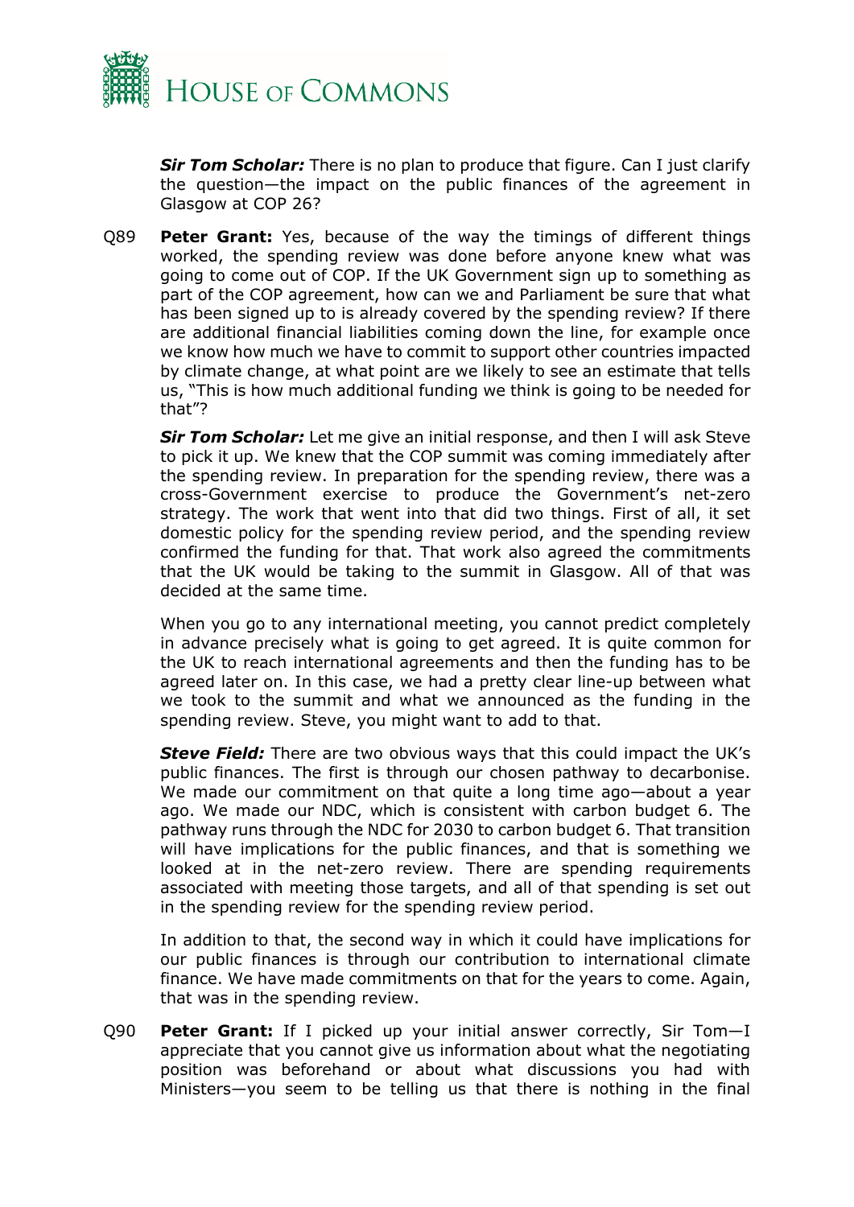***Sir Tom Scholar:*** There is no plan to produce that figure. Can I just clarify the question—the impact on the public finances of the agreement in Glasgow at COP 26?

Q89 **Peter Grant:** Yes, because of the way the timings of different things worked, the spending review was done before anyone knew what was going to come out of COP. If the UK Government sign up to something as part of the COP agreement, how can we and Parliament be sure that what has been signed up to is already covered by the spending review? If there are additional financial liabilities coming down the line, for example once we know how much we have to commit to support other countries impacted by climate change, at what point are we likely to see an estimate that tells us, "This is how much additional funding we think is going to be needed for that"?

***Sir Tom Scholar:*** Let me give an initial response, and then I will ask Steve to pick it up. We knew that the COP summit was coming immediately after the spending review. In preparation for the spending review, there was a cross-Government exercise to produce the Government's net-zero strategy. The work that went into that did two things. First of all, it set domestic policy for the spending review period, and the spending review confirmed the funding for that. That work also agreed the commitments that the UK would be taking to the summit in Glasgow. All of that was decided at the same time.

When you go to any international meeting, you cannot predict completely in advance precisely what is going to get agreed. It is quite common for the UK to reach international agreements and then the funding has to be agreed later on. In this case, we had a pretty clear line-up between what we took to the summit and what we announced as the funding in the spending review. Steve, you might want to add to that.

***Steve Field:*** There are two obvious ways that this could impact the UK's public finances. The first is through our chosen pathway to decarbonise. We made our commitment on that quite a long time ago—about a year ago. We made our NDC, which is consistent with carbon budget 6. The pathway runs through the NDC for 2030 to carbon budget 6. That transition will have implications for the public finances, and that is something we looked at in the net-zero review. There are spending requirements associated with meeting those targets, and all of that spending is set out in the spending review for the spending review period.

In addition to that, the second way in which it could have implications for our public finances is through our contribution to international climate finance. We have made commitments on that for the years to come. Again, that was in the spending review.

Q90 **Peter Grant:** If I picked up your initial answer correctly, Sir Tom—I appreciate that you cannot give us information about what the negotiating position was beforehand or about what discussions you had with Ministers—you seem to be telling us that there is nothing in the final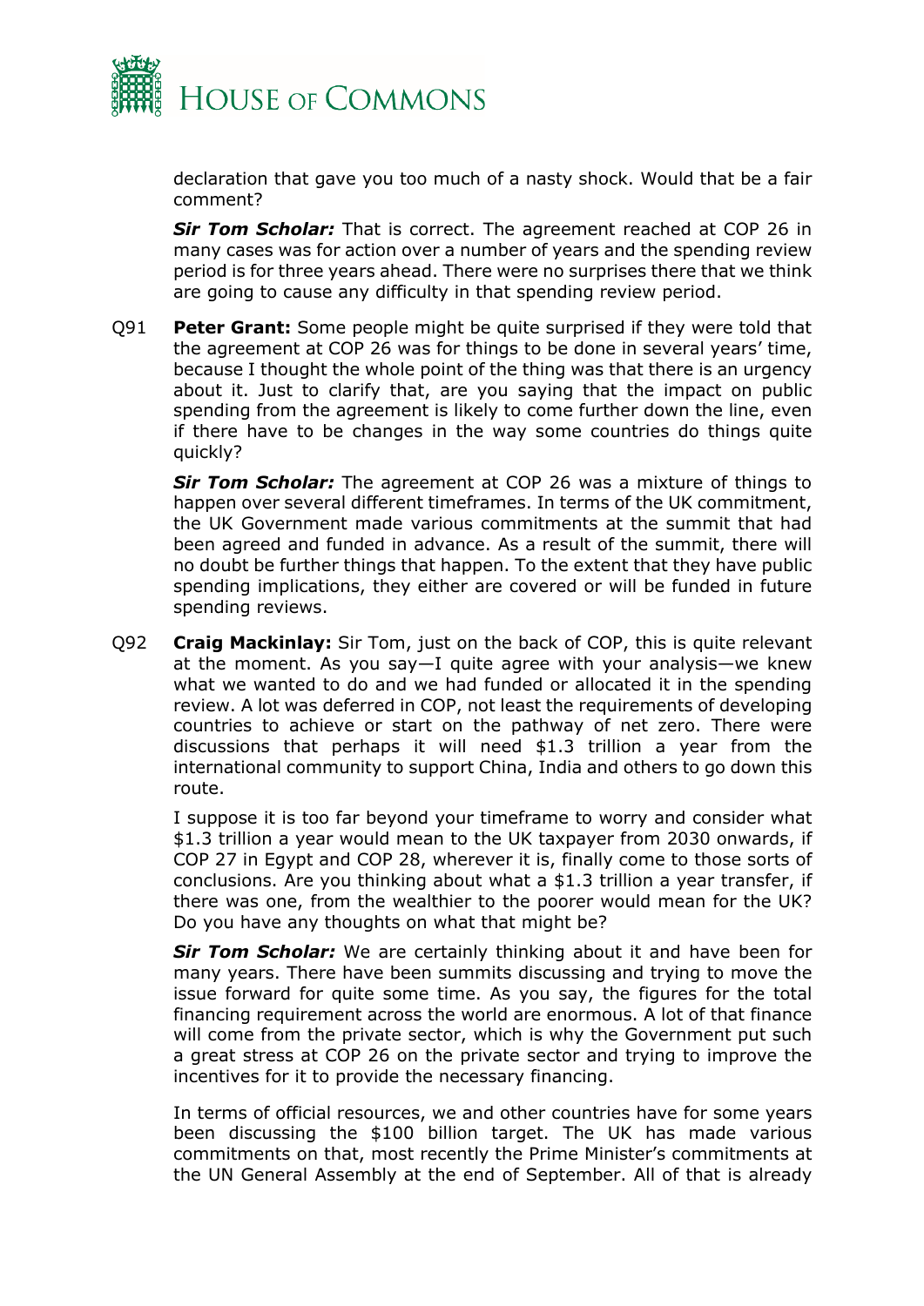declaration that gave you too much of a nasty shock. Would that be a fair comment?

***Sir Tom Scholar:*** That is correct. The agreement reached at COP 26 in many cases was for action over a number of years and the spending review period is for three years ahead. There were no surprises there that we think are going to cause any difficulty in that spending review period.

Q91 **Peter Grant:** Some people might be quite surprised if they were told that the agreement at COP 26 was for things to be done in several years' time, because I thought the whole point of the thing was that there is an urgency about it. Just to clarify that, are you saying that the impact on public spending from the agreement is likely to come further down the line, even if there have to be changes in the way some countries do things quite quickly?

***Sir Tom Scholar:*** The agreement at COP 26 was a mixture of things to happen over several different timeframes. In terms of the UK commitment, the UK Government made various commitments at the summit that had been agreed and funded in advance. As a result of the summit, there will no doubt be further things that happen. To the extent that they have public spending implications, they either are covered or will be funded in future spending reviews.

Q92 **Craig Mackinlay:** Sir Tom, just on the back of COP, this is quite relevant at the moment. As you say—I quite agree with your analysis—we knew what we wanted to do and we had funded or allocated it in the spending review. A lot was deferred in COP, not least the requirements of developing countries to achieve or start on the pathway of net zero. There were discussions that perhaps it will need $1.3 trillion a year from the international community to support China, India and others to go down this route.

I suppose it is too far beyond your timeframe to worry and consider what $1.3 trillion a year would mean to the UK taxpayer from 2030 onwards, if COP 27 in Egypt and COP 28, wherever it is, finally come to those sorts of conclusions. Are you thinking about what a $1.3 trillion a year transfer, if there was one, from the wealthier to the poorer would mean for the UK? Do you have any thoughts on what that might be?

***Sir Tom Scholar:*** We are certainly thinking about it and have been for many years. There have been summits discussing and trying to move the issue forward for quite some time. As you say, the figures for the total financing requirement across the world are enormous. A lot of that finance will come from the private sector, which is why the Government put such a great stress at COP 26 on the private sector and trying to improve the incentives for it to provide the necessary financing.

In terms of official resources, we and other countries have for some years been discussing the $100 billion target. The UK has made various commitments on that, most recently the Prime Minister's commitments at the UN General Assembly at the end of September. All of that is already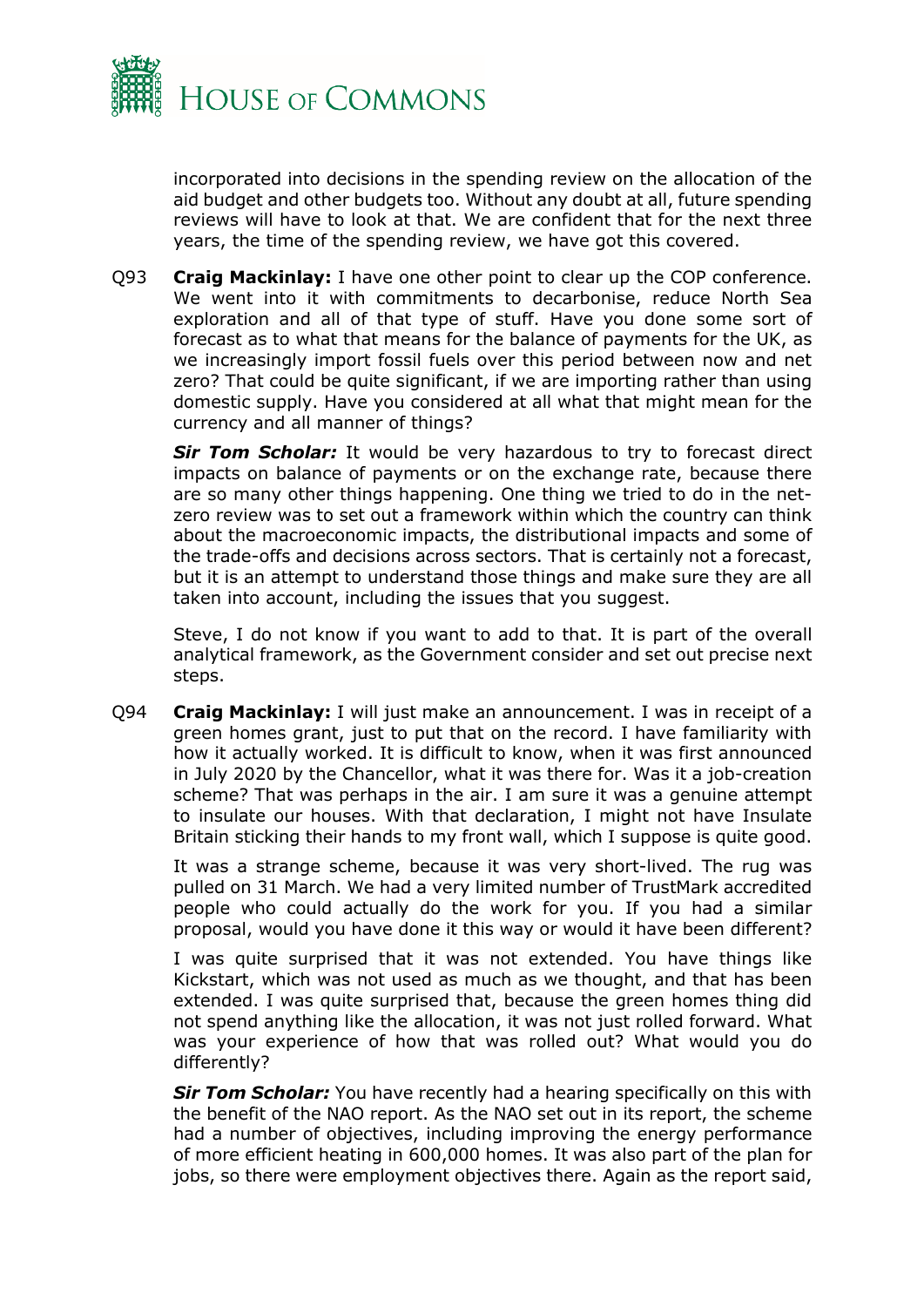incorporated into decisions in the spending review on the allocation of the aid budget and other budgets too. Without any doubt at all, future spending reviews will have to look at that. We are confident that for the next three years, the time of the spending review, we have got this covered.

Q93 **Craig Mackinlay:** I have one other point to clear up the COP conference. We went into it with commitments to decarbonise, reduce North Sea exploration and all of that type of stuff. Have you done some sort of forecast as to what that means for the balance of payments for the UK, as we increasingly import fossil fuels over this period between now and net zero? That could be quite significant, if we are importing rather than using domestic supply. Have you considered at all what that might mean for the currency and all manner of things?

***Sir Tom Scholar:*** It would be very hazardous to try to forecast direct impacts on balance of payments or on the exchange rate, because there are so many other things happening. One thing we tried to do in the net-zero review was to set out a framework within which the country can think about the macroeconomic impacts, the distributional impacts and some of the trade-offs and decisions across sectors. That is certainly not a forecast, but it is an attempt to understand those things and make sure they are all taken into account, including the issues that you suggest.

Steve, I do not know if you want to add to that. It is part of the overall analytical framework, as the Government consider and set out precise next steps.

Q94 **Craig Mackinlay:** I will just make an announcement. I was in receipt of a green homes grant, just to put that on the record. I have familiarity with how it actually worked. It is difficult to know, when it was first announced in July 2020 by the Chancellor, what it was there for. Was it a job-creation scheme? That was perhaps in the air. I am sure it was a genuine attempt to insulate our houses. With that declaration, I might not have Insulate Britain sticking their hands to my front wall, which I suppose is quite good.

It was a strange scheme, because it was very short-lived. The rug was pulled on 31 March. We had a very limited number of TrustMark accredited people who could actually do the work for you. If you had a similar proposal, would you have done it this way or would it have been different?

I was quite surprised that it was not extended. You have things like Kickstart, which was not used as much as we thought, and that has been extended. I was quite surprised that, because the green homes thing did not spend anything like the allocation, it was not just rolled forward. What was your experience of how that was rolled out? What would you do differently?

***Sir Tom Scholar:*** You have recently had a hearing specifically on this with the benefit of the NAO report. As the NAO set out in its report, the scheme had a number of objectives, including improving the energy performance of more efficient heating in 600,000 homes. It was also part of the plan for jobs, so there were employment objectives there. Again as the report said,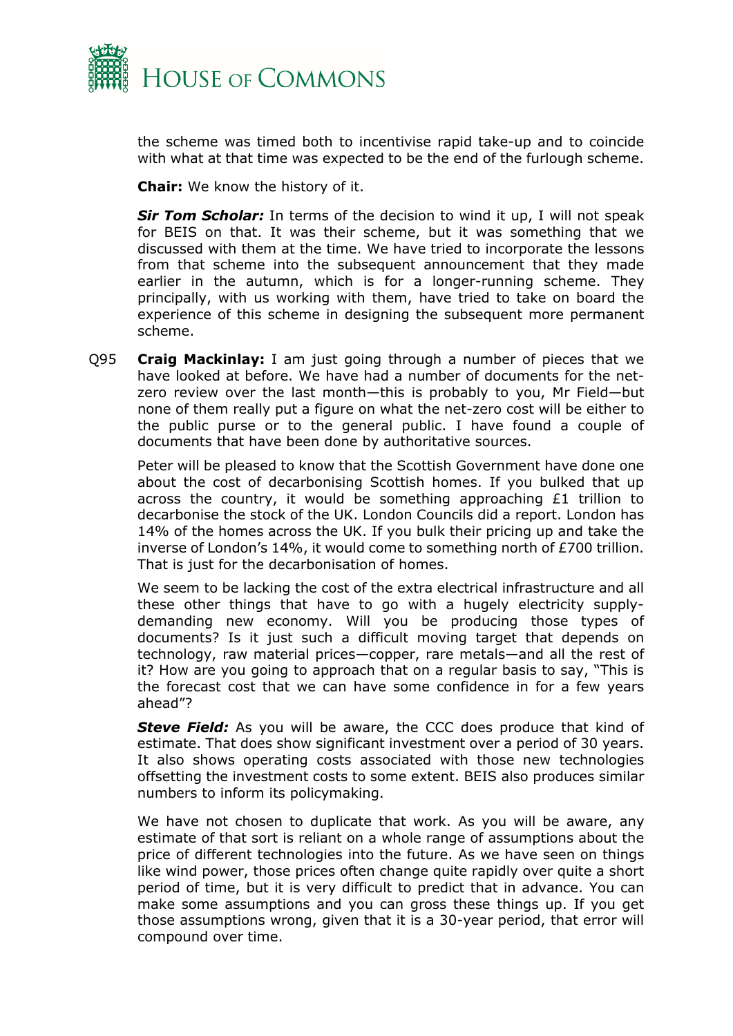the scheme was timed both to incentivise rapid take-up and to coincide with what at that time was expected to be the end of the furlough scheme.

**Chair:** We know the history of it.

***Sir Tom Scholar:*** In terms of the decision to wind it up, I will not speak for BEIS on that. It was their scheme, but it was something that we discussed with them at the time. We have tried to incorporate the lessons from that scheme into the subsequent announcement that they made earlier in the autumn, which is for a longer-running scheme. They principally, with us working with them, have tried to take on board the experience of this scheme in designing the subsequent more permanent scheme.

Q95 **Craig Mackinlay:** I am just going through a number of pieces that we have looked at before. We have had a number of documents for the net-zero review over the last month—this is probably to you, Mr Field—but none of them really put a figure on what the net-zero cost will be either to the public purse or to the general public. I have found a couple of documents that have been done by authoritative sources.

Peter will be pleased to know that the Scottish Government have done one about the cost of decarbonising Scottish homes. If you bulked that up across the country, it would be something approaching £1 trillion to decarbonise the stock of the UK. London Councils did a report. London has 14% of the homes across the UK. If you bulk their pricing up and take the inverse of London's 14%, it would come to something north of £700 trillion. That is just for the decarbonisation of homes.

We seem to be lacking the cost of the extra electrical infrastructure and all these other things that have to go with a hugely electricity supply-demanding new economy. Will you be producing those types of documents? Is it just such a difficult moving target that depends on technology, raw material prices—copper, rare metals—and all the rest of it? How are you going to approach that on a regular basis to say, "This is the forecast cost that we can have some confidence in for a few years ahead"?

***Steve Field:*** As you will be aware, the CCC does produce that kind of estimate. That does show significant investment over a period of 30 years. It also shows operating costs associated with those new technologies offsetting the investment costs to some extent. BEIS also produces similar numbers to inform its policymaking.

We have not chosen to duplicate that work. As you will be aware, any estimate of that sort is reliant on a whole range of assumptions about the price of different technologies into the future. As we have seen on things like wind power, those prices often change quite rapidly over quite a short period of time, but it is very difficult to predict that in advance. You can make some assumptions and you can gross these things up. If you get those assumptions wrong, given that it is a 30-year period, that error will compound over time.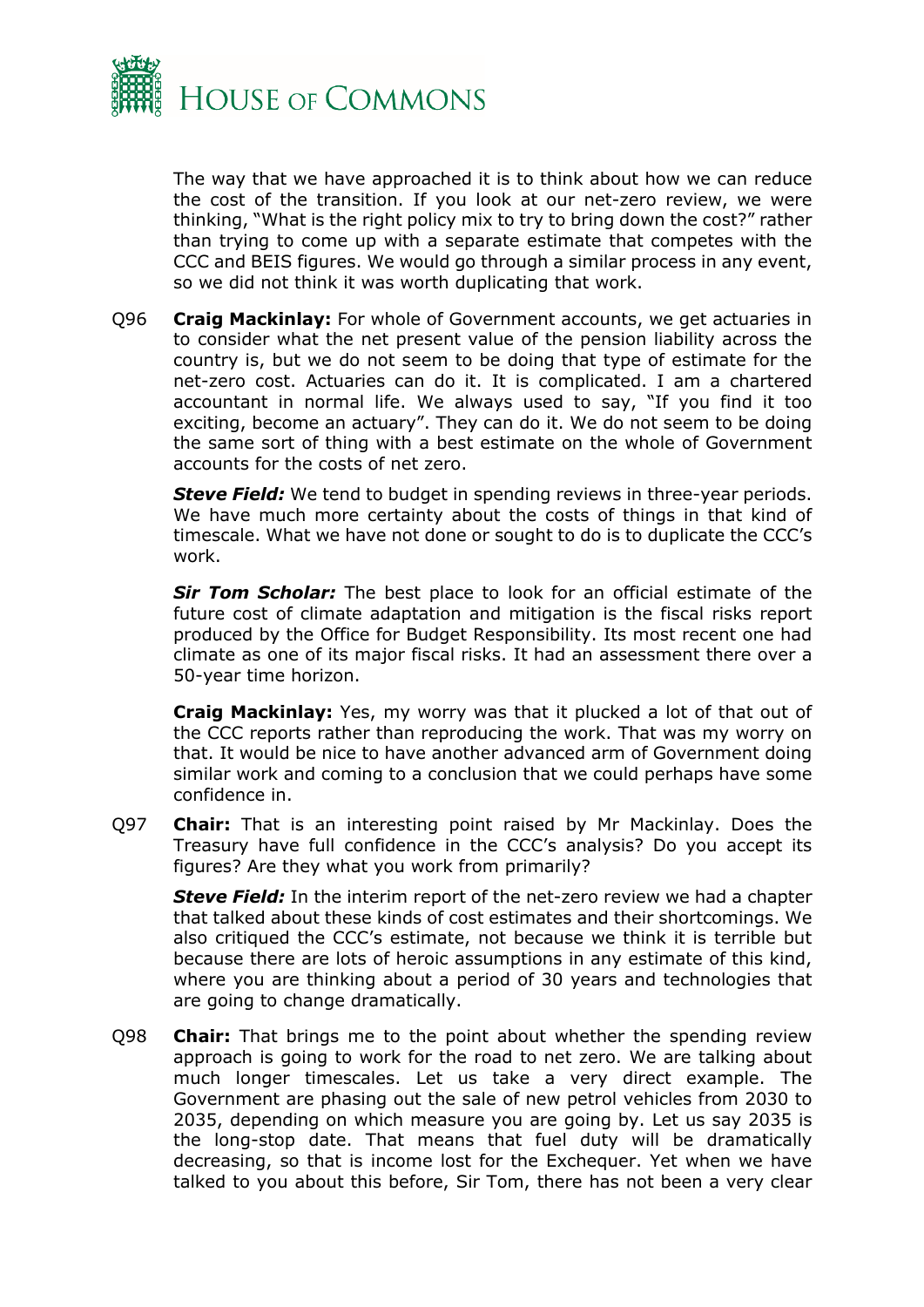The way that we have approached it is to think about how we can reduce the cost of the transition. If you look at our net-zero review, we were thinking, "What is the right policy mix to try to bring down the cost?" rather than trying to come up with a separate estimate that competes with the CCC and BEIS figures. We would go through a similar process in any event, so we did not think it was worth duplicating that work.

Q96 **Craig Mackinlay:** For whole of Government accounts, we get actuaries in to consider what the net present value of the pension liability across the country is, but we do not seem to be doing that type of estimate for the net-zero cost. Actuaries can do it. It is complicated. I am a chartered accountant in normal life. We always used to say, "If you find it too exciting, become an actuary". They can do it. We do not seem to be doing the same sort of thing with a best estimate on the whole of Government accounts for the costs of net zero.

***Steve Field:*** We tend to budget in spending reviews in three-year periods. We have much more certainty about the costs of things in that kind of timescale. What we have not done or sought to do is to duplicate the CCC's work.

***Sir Tom Scholar:*** The best place to look for an official estimate of the future cost of climate adaptation and mitigation is the fiscal risks report produced by the Office for Budget Responsibility. Its most recent one had climate as one of its major fiscal risks. It had an assessment there over a 50-year time horizon.

**Craig Mackinlay:** Yes, my worry was that it plucked a lot of that out of the CCC reports rather than reproducing the work. That was my worry on that. It would be nice to have another advanced arm of Government doing similar work and coming to a conclusion that we could perhaps have some confidence in.

Q97 **Chair:** That is an interesting point raised by Mr Mackinlay. Does the Treasury have full confidence in the CCC's analysis? Do you accept its figures? Are they what you work from primarily?

***Steve Field:*** In the interim report of the net-zero review we had a chapter that talked about these kinds of cost estimates and their shortcomings. We also critiqued the CCC's estimate, not because we think it is terrible but because there are lots of heroic assumptions in any estimate of this kind, where you are thinking about a period of 30 years and technologies that are going to change dramatically.

Q98 **Chair:** That brings me to the point about whether the spending review approach is going to work for the road to net zero. We are talking about much longer timescales. Let us take a very direct example. The Government are phasing out the sale of new petrol vehicles from 2030 to 2035, depending on which measure you are going by. Let us say 2035 is the long-stop date. That means that fuel duty will be dramatically decreasing, so that is income lost for the Exchequer. Yet when we have talked to you about this before, Sir Tom, there has not been a very clear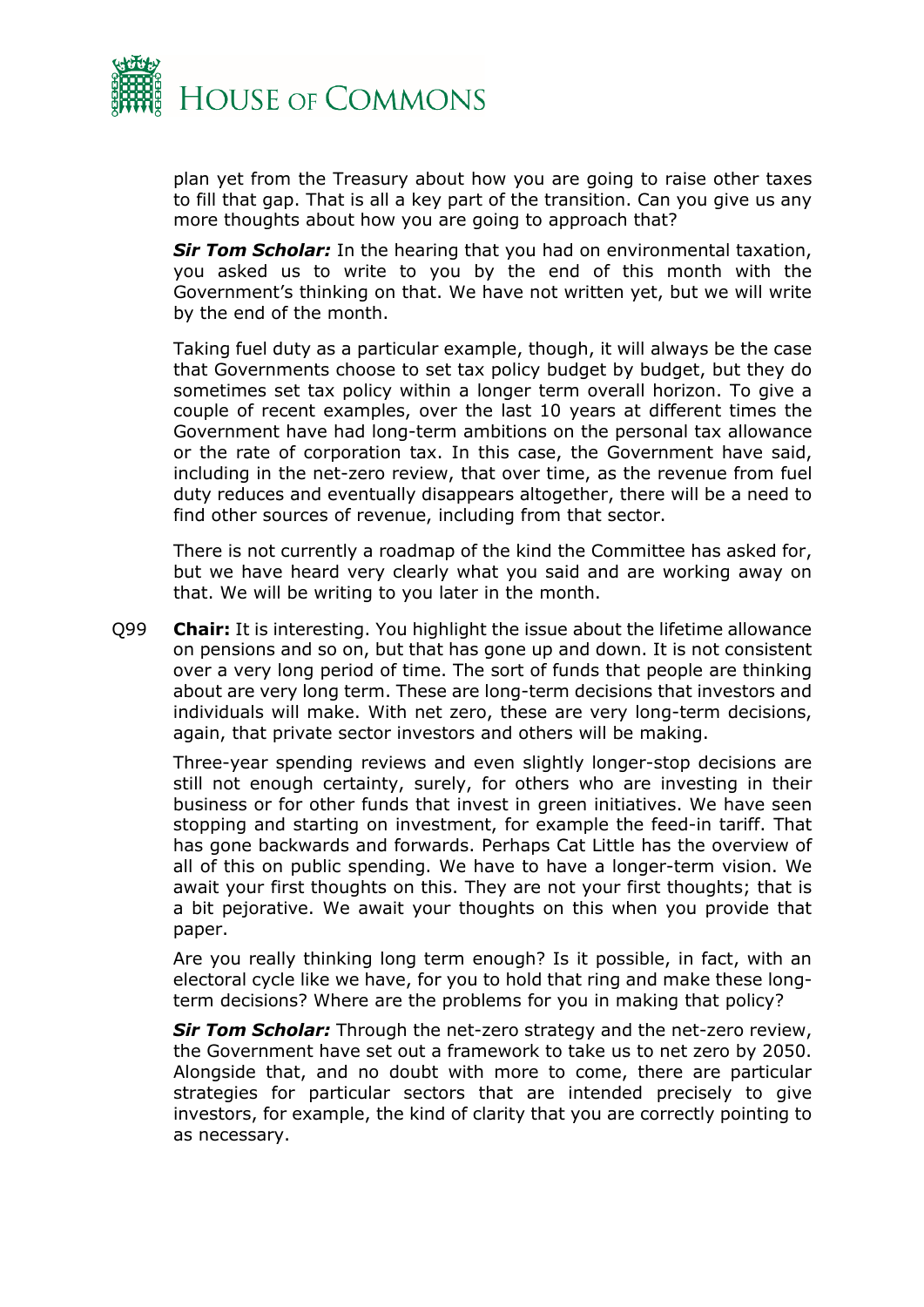plan yet from the Treasury about how you are going to raise other taxes to fill that gap. That is all a key part of the transition. Can you give us any more thoughts about how you are going to approach that?

***Sir Tom Scholar:*** In the hearing that you had on environmental taxation, you asked us to write to you by the end of this month with the Government's thinking on that. We have not written yet, but we will write by the end of the month.

Taking fuel duty as a particular example, though, it will always be the case that Governments choose to set tax policy budget by budget, but they do sometimes set tax policy within a longer term overall horizon. To give a couple of recent examples, over the last 10 years at different times the Government have had long-term ambitions on the personal tax allowance or the rate of corporation tax. In this case, the Government have said, including in the net-zero review, that over time, as the revenue from fuel duty reduces and eventually disappears altogether, there will be a need to find other sources of revenue, including from that sector.

There is not currently a roadmap of the kind the Committee has asked for, but we have heard very clearly what you said and are working away on that. We will be writing to you later in the month.

Q99 **Chair:** It is interesting. You highlight the issue about the lifetime allowance on pensions and so on, but that has gone up and down. It is not consistent over a very long period of time. The sort of funds that people are thinking about are very long term. These are long-term decisions that investors and individuals will make. With net zero, these are very long-term decisions, again, that private sector investors and others will be making.

Three-year spending reviews and even slightly longer-stop decisions are still not enough certainty, surely, for others who are investing in their business or for other funds that invest in green initiatives. We have seen stopping and starting on investment, for example the feed-in tariff. That has gone backwards and forwards. Perhaps Cat Little has the overview of all of this on public spending. We have to have a longer-term vision. We await your first thoughts on this. They are not your first thoughts; that is a bit pejorative. We await your thoughts on this when you provide that paper.

Are you really thinking long term enough? Is it possible, in fact, with an electoral cycle like we have, for you to hold that ring and make these long-term decisions? Where are the problems for you in making that policy?

***Sir Tom Scholar:*** Through the net-zero strategy and the net-zero review, the Government have set out a framework to take us to net zero by 2050. Alongside that, and no doubt with more to come, there are particular strategies for particular sectors that are intended precisely to give investors, for example, the kind of clarity that you are correctly pointing to as necessary.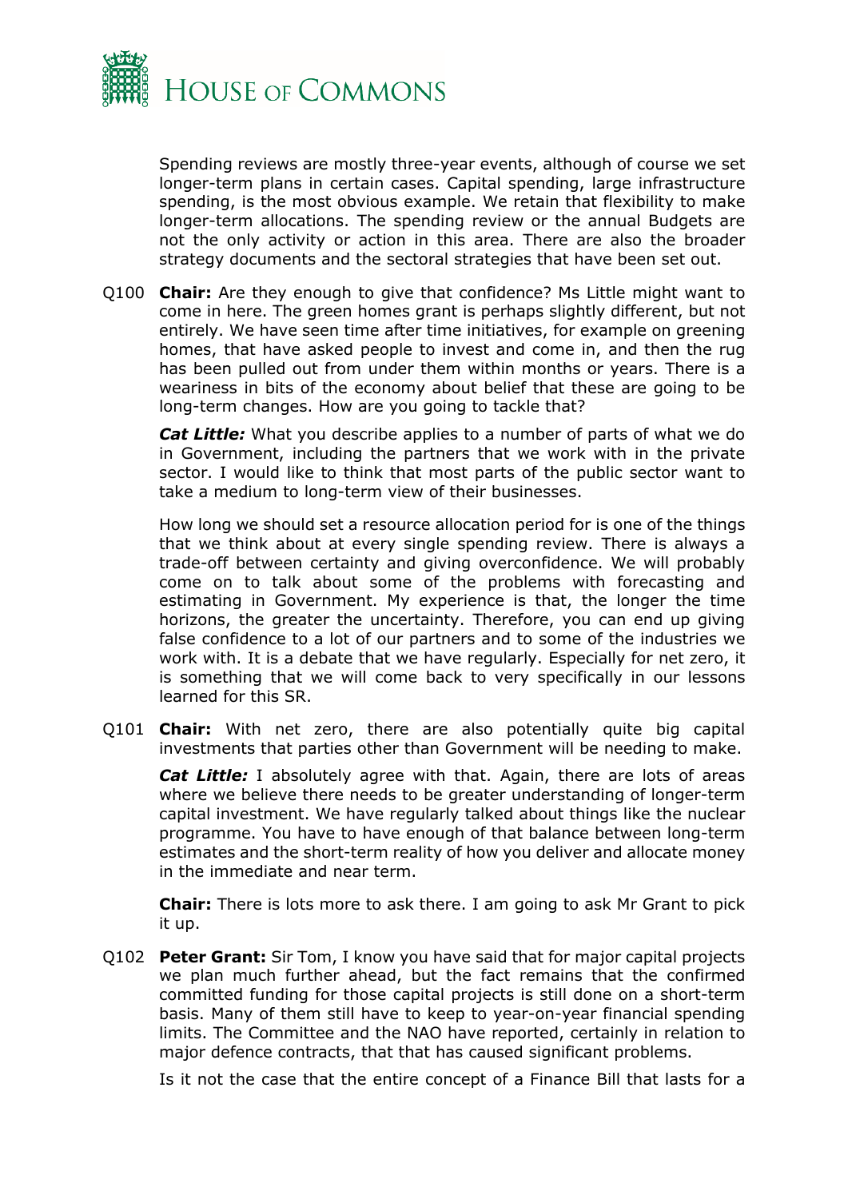Spending reviews are mostly three-year events, although of course we set longer-term plans in certain cases. Capital spending, large infrastructure spending, is the most obvious example. We retain that flexibility to make longer-term allocations. The spending review or the annual Budgets are not the only activity or action in this area. There are also the broader strategy documents and the sectoral strategies that have been set out.

Q100 **Chair:** Are they enough to give that confidence? Ms Little might want to come in here. The green homes grant is perhaps slightly different, but not entirely. We have seen time after time initiatives, for example on greening homes, that have asked people to invest and come in, and then the rug has been pulled out from under them within months or years. There is a weariness in bits of the economy about belief that these are going to be long-term changes. How are you going to tackle that?

***Cat Little:*** What you describe applies to a number of parts of what we do in Government, including the partners that we work with in the private sector. I would like to think that most parts of the public sector want to take a medium to long-term view of their businesses.

How long we should set a resource allocation period for is one of the things that we think about at every single spending review. There is always a trade-off between certainty and giving overconfidence. We will probably come on to talk about some of the problems with forecasting and estimating in Government. My experience is that, the longer the time horizons, the greater the uncertainty. Therefore, you can end up giving false confidence to a lot of our partners and to some of the industries we work with. It is a debate that we have regularly. Especially for net zero, it is something that we will come back to very specifically in our lessons learned for this SR.

Q101 **Chair:** With net zero, there are also potentially quite big capital investments that parties other than Government will be needing to make.

***Cat Little:*** I absolutely agree with that. Again, there are lots of areas where we believe there needs to be greater understanding of longer-term capital investment. We have regularly talked about things like the nuclear programme. You have to have enough of that balance between long-term estimates and the short-term reality of how you deliver and allocate money in the immediate and near term.

**Chair:** There is lots more to ask there. I am going to ask Mr Grant to pick it up.

Q102 **Peter Grant:** Sir Tom, I know you have said that for major capital projects we plan much further ahead, but the fact remains that the confirmed committed funding for those capital projects is still done on a short-term basis. Many of them still have to keep to year-on-year financial spending limits. The Committee and the NAO have reported, certainly in relation to major defence contracts, that that has caused significant problems.

Is it not the case that the entire concept of a Finance Bill that lasts for a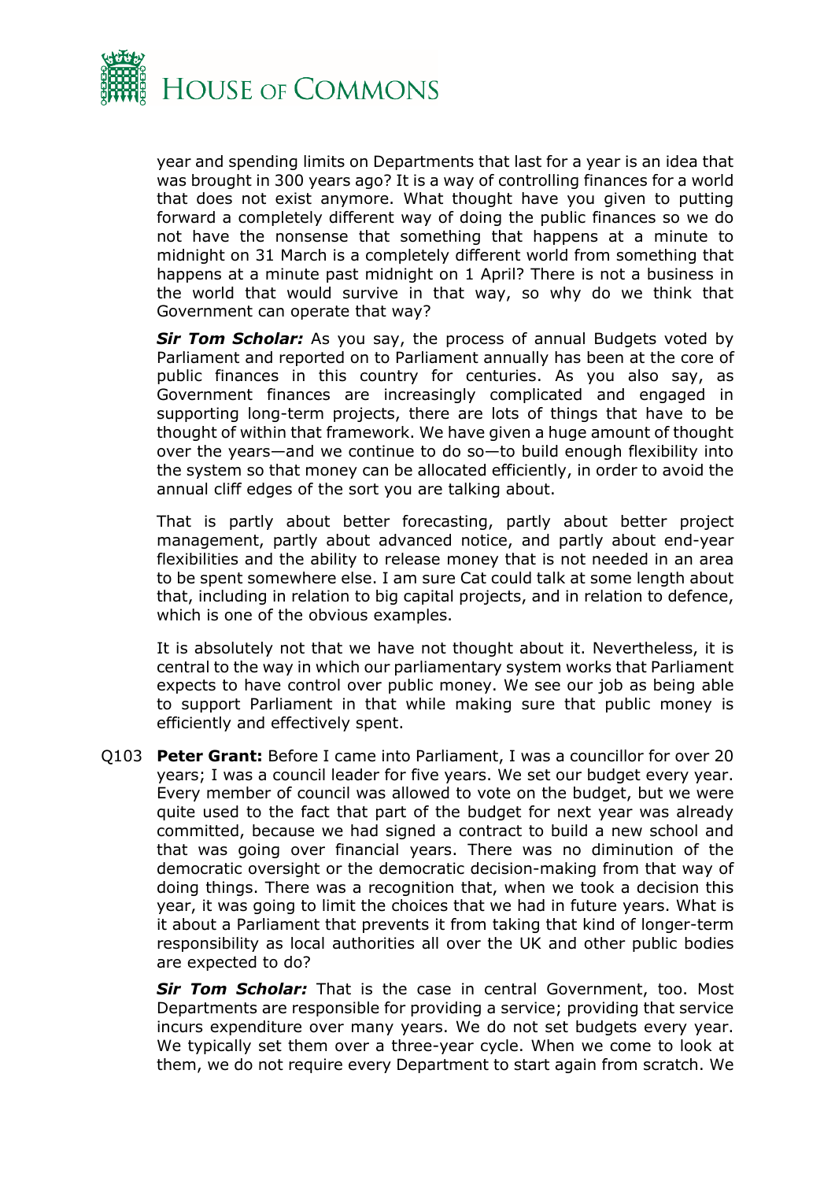year and spending limits on Departments that last for a year is an idea that was brought in 300 years ago? It is a way of controlling finances for a world that does not exist anymore. What thought have you given to putting forward a completely different way of doing the public finances so we do not have the nonsense that something that happens at a minute to midnight on 31 March is a completely different world from something that happens at a minute past midnight on 1 April? There is not a business in the world that would survive in that way, so why do we think that Government can operate that way?

***Sir Tom Scholar:*** As you say, the process of annual Budgets voted by Parliament and reported on to Parliament annually has been at the core of public finances in this country for centuries. As you also say, as Government finances are increasingly complicated and engaged in supporting long-term projects, there are lots of things that have to be thought of within that framework. We have given a huge amount of thought over the years—and we continue to do so—to build enough flexibility into the system so that money can be allocated efficiently, in order to avoid the annual cliff edges of the sort you are talking about.

That is partly about better forecasting, partly about better project management, partly about advanced notice, and partly about end-year flexibilities and the ability to release money that is not needed in an area to be spent somewhere else. I am sure Cat could talk at some length about that, including in relation to big capital projects, and in relation to defence, which is one of the obvious examples.

It is absolutely not that we have not thought about it. Nevertheless, it is central to the way in which our parliamentary system works that Parliament expects to have control over public money. We see our job as being able to support Parliament in that while making sure that public money is efficiently and effectively spent.

Q103 **Peter Grant:** Before I came into Parliament, I was a councillor for over 20 years; I was a council leader for five years. We set our budget every year. Every member of council was allowed to vote on the budget, but we were quite used to the fact that part of the budget for next year was already committed, because we had signed a contract to build a new school and that was going over financial years. There was no diminution of the democratic oversight or the democratic decision-making from that way of doing things. There was a recognition that, when we took a decision this year, it was going to limit the choices that we had in future years. What is it about a Parliament that prevents it from taking that kind of longer-term responsibility as local authorities all over the UK and other public bodies are expected to do?

***Sir Tom Scholar:*** That is the case in central Government, too. Most Departments are responsible for providing a service; providing that service incurs expenditure over many years. We do not set budgets every year. We typically set them over a three-year cycle. When we come to look at them, we do not require every Department to start again from scratch. We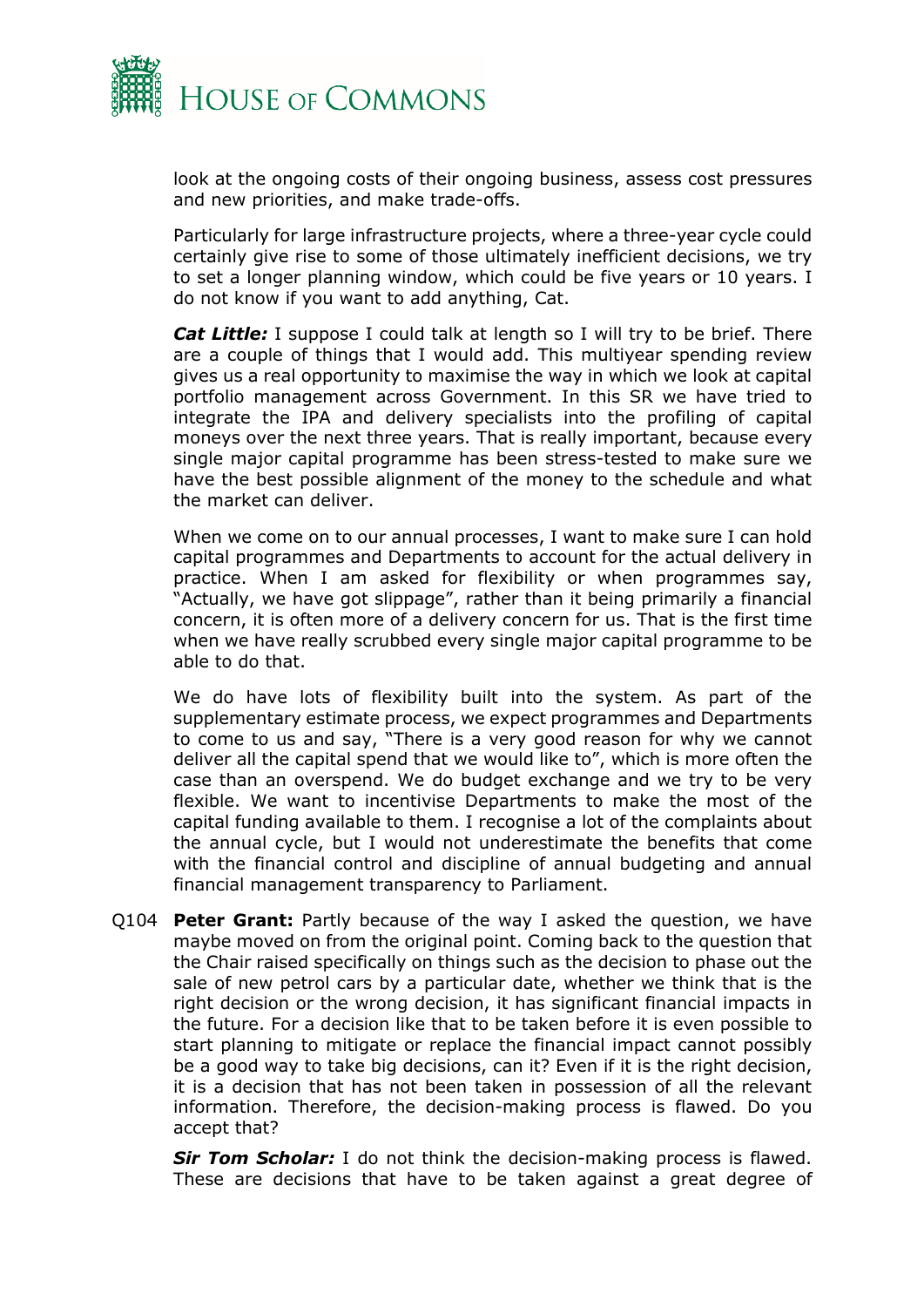look at the ongoing costs of their ongoing business, assess cost pressures and new priorities, and make trade-offs.

Particularly for large infrastructure projects, where a three-year cycle could certainly give rise to some of those ultimately inefficient decisions, we try to set a longer planning window, which could be five years or 10 years. I do not know if you want to add anything, Cat.

***Cat Little:*** I suppose I could talk at length so I will try to be brief. There are a couple of things that I would add. This multiyear spending review gives us a real opportunity to maximise the way in which we look at capital portfolio management across Government. In this SR we have tried to integrate the IPA and delivery specialists into the profiling of capital moneys over the next three years. That is really important, because every single major capital programme has been stress-tested to make sure we have the best possible alignment of the money to the schedule and what the market can deliver.

When we come on to our annual processes, I want to make sure I can hold capital programmes and Departments to account for the actual delivery in practice. When I am asked for flexibility or when programmes say, "Actually, we have got slippage", rather than it being primarily a financial concern, it is often more of a delivery concern for us. That is the first time when we have really scrubbed every single major capital programme to be able to do that.

We do have lots of flexibility built into the system. As part of the supplementary estimate process, we expect programmes and Departments to come to us and say, "There is a very good reason for why we cannot deliver all the capital spend that we would like to", which is more often the case than an overspend. We do budget exchange and we try to be very flexible. We want to incentivise Departments to make the most of the capital funding available to them. I recognise a lot of the complaints about the annual cycle, but I would not underestimate the benefits that come with the financial control and discipline of annual budgeting and annual financial management transparency to Parliament.

Q104 **Peter Grant:** Partly because of the way I asked the question, we have maybe moved on from the original point. Coming back to the question that the Chair raised specifically on things such as the decision to phase out the sale of new petrol cars by a particular date, whether we think that is the right decision or the wrong decision, it has significant financial impacts in the future. For a decision like that to be taken before it is even possible to start planning to mitigate or replace the financial impact cannot possibly be a good way to take big decisions, can it? Even if it is the right decision, it is a decision that has not been taken in possession of all the relevant information. Therefore, the decision-making process is flawed. Do you accept that?

***Sir Tom Scholar:*** I do not think the decision-making process is flawed. These are decisions that have to be taken against a great degree of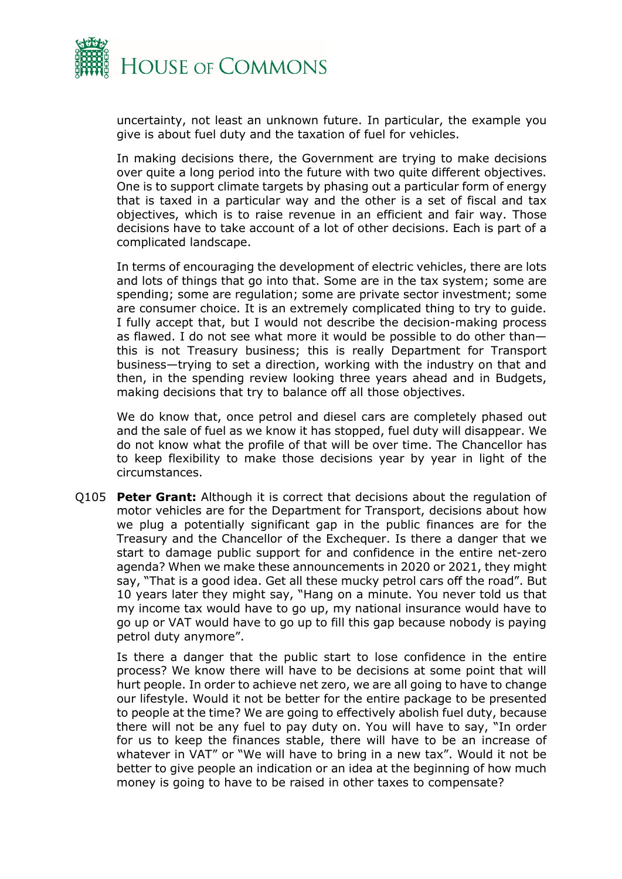uncertainty, not least an unknown future. In particular, the example you give is about fuel duty and the taxation of fuel for vehicles.

In making decisions there, the Government are trying to make decisions over quite a long period into the future with two quite different objectives. One is to support climate targets by phasing out a particular form of energy that is taxed in a particular way and the other is a set of fiscal and tax objectives, which is to raise revenue in an efficient and fair way. Those decisions have to take account of a lot of other decisions. Each is part of a complicated landscape.

In terms of encouraging the development of electric vehicles, there are lots and lots of things that go into that. Some are in the tax system; some are spending; some are regulation; some are private sector investment; some are consumer choice. It is an extremely complicated thing to try to guide. I fully accept that, but I would not describe the decision-making process as flawed. I do not see what more it would be possible to do other than—this is not Treasury business; this is really Department for Transport business—trying to set a direction, working with the industry on that and then, in the spending review looking three years ahead and in Budgets, making decisions that try to balance off all those objectives.

We do know that, once petrol and diesel cars are completely phased out and the sale of fuel as we know it has stopped, fuel duty will disappear. We do not know what the profile of that will be over time. The Chancellor has to keep flexibility to make those decisions year by year in light of the circumstances.

Q105 **Peter Grant:** Although it is correct that decisions about the regulation of motor vehicles are for the Department for Transport, decisions about how we plug a potentially significant gap in the public finances are for the Treasury and the Chancellor of the Exchequer. Is there a danger that we start to damage public support for and confidence in the entire net-zero agenda? When we make these announcements in 2020 or 2021, they might say, "That is a good idea. Get all these mucky petrol cars off the road". But 10 years later they might say, "Hang on a minute. You never told us that my income tax would have to go up, my national insurance would have to go up or VAT would have to go up to fill this gap because nobody is paying petrol duty anymore".

Is there a danger that the public start to lose confidence in the entire process? We know there will have to be decisions at some point that will hurt people. In order to achieve net zero, we are all going to have to change our lifestyle. Would it not be better for the entire package to be presented to people at the time? We are going to effectively abolish fuel duty, because there will not be any fuel to pay duty on. You will have to say, "In order for us to keep the finances stable, there will have to be an increase of whatever in VAT" or "We will have to bring in a new tax". Would it not be better to give people an indication or an idea at the beginning of how much money is going to have to be raised in other taxes to compensate?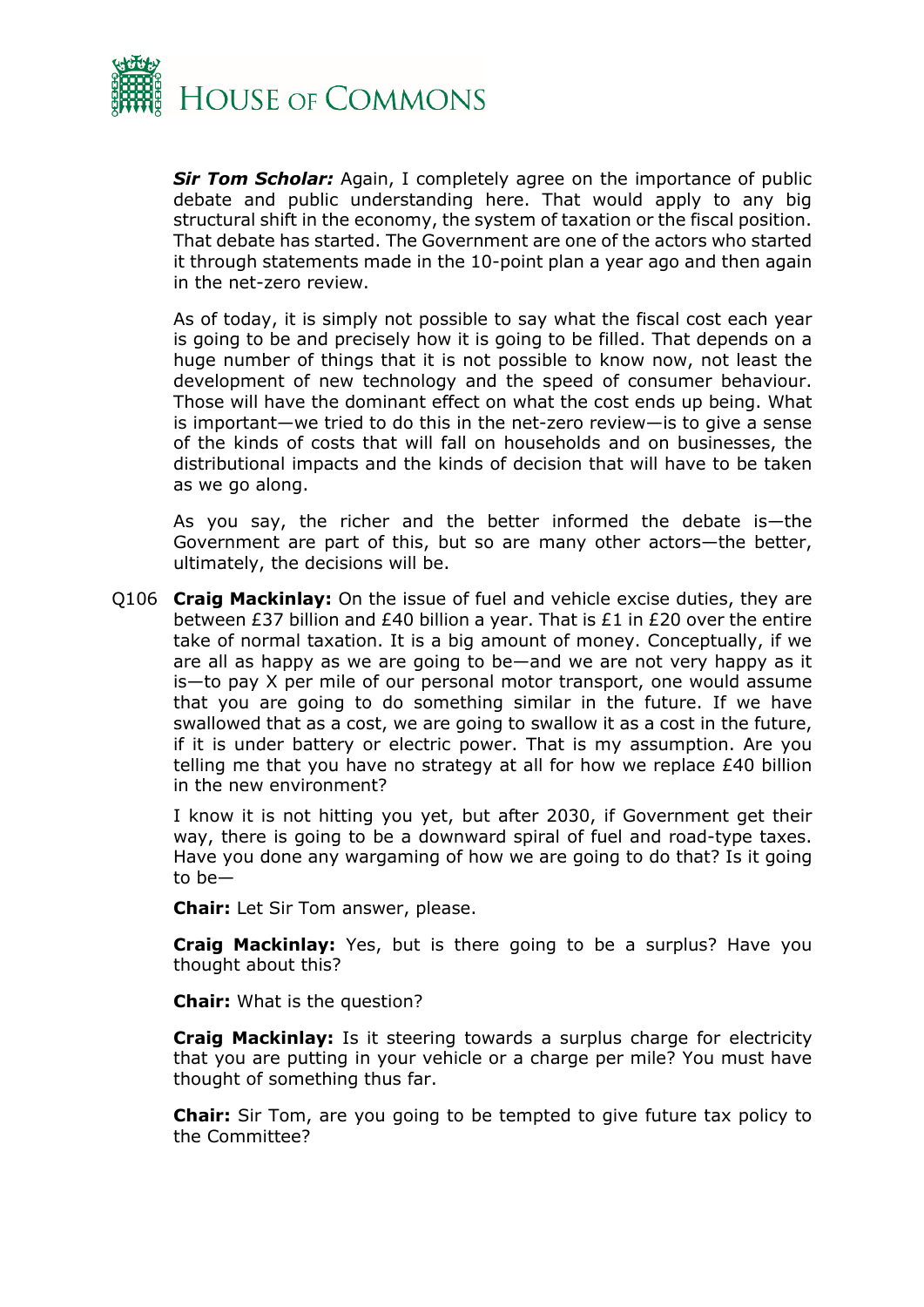***Sir Tom Scholar:*** Again, I completely agree on the importance of public debate and public understanding here. That would apply to any big structural shift in the economy, the system of taxation or the fiscal position. That debate has started. The Government are one of the actors who started it through statements made in the 10-point plan a year ago and then again in the net-zero review.

As of today, it is simply not possible to say what the fiscal cost each year is going to be and precisely how it is going to be filled. That depends on a huge number of things that it is not possible to know now, not least the development of new technology and the speed of consumer behaviour. Those will have the dominant effect on what the cost ends up being. What is important—we tried to do this in the net-zero review—is to give a sense of the kinds of costs that will fall on households and on businesses, the distributional impacts and the kinds of decision that will have to be taken as we go along.

As you say, the richer and the better informed the debate is—the Government are part of this, but so are many other actors—the better, ultimately, the decisions will be.

Q106 **Craig Mackinlay:** On the issue of fuel and vehicle excise duties, they are between £37 billion and £40 billion a year. That is £1 in £20 over the entire take of normal taxation. It is a big amount of money. Conceptually, if we are all as happy as we are going to be—and we are not very happy as it is—to pay X per mile of our personal motor transport, one would assume that you are going to do something similar in the future. If we have swallowed that as a cost, we are going to swallow it as a cost in the future, if it is under battery or electric power. That is my assumption. Are you telling me that you have no strategy at all for how we replace £40 billion in the new environment?

I know it is not hitting you yet, but after 2030, if Government get their way, there is going to be a downward spiral of fuel and road-type taxes. Have you done any wargaming of how we are going to do that? Is it going to be—

**Chair:** Let Sir Tom answer, please.

**Craig Mackinlay:** Yes, but is there going to be a surplus? Have you thought about this?

**Chair:** What is the question?

**Craig Mackinlay:** Is it steering towards a surplus charge for electricity that you are putting in your vehicle or a charge per mile? You must have thought of something thus far.

**Chair:** Sir Tom, are you going to be tempted to give future tax policy to the Committee?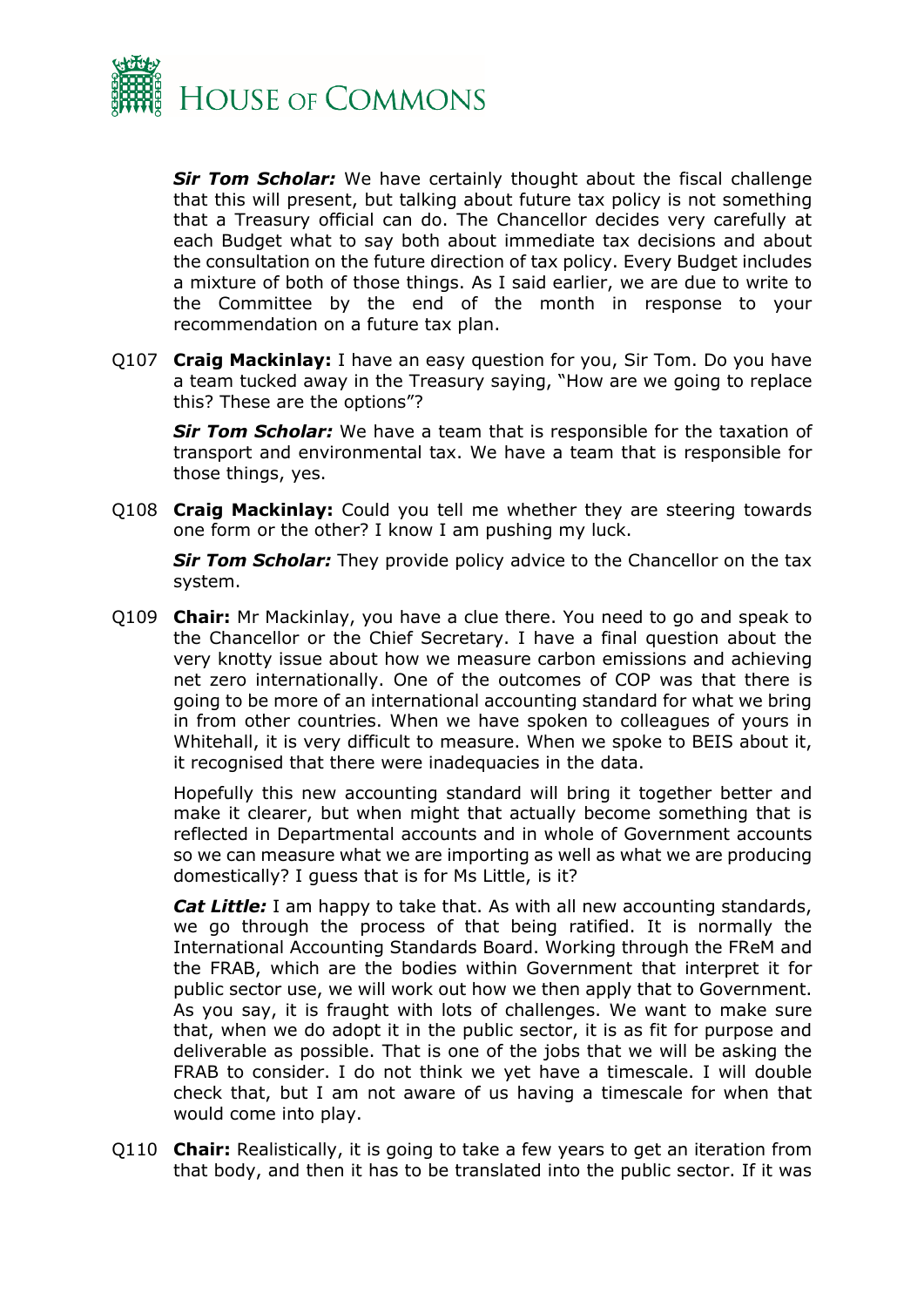***Sir Tom Scholar:*** We have certainly thought about the fiscal challenge that this will present, but talking about future tax policy is not something that a Treasury official can do. The Chancellor decides very carefully at each Budget what to say both about immediate tax decisions and about the consultation on the future direction of tax policy. Every Budget includes a mixture of both of those things. As I said earlier, we are due to write to the Committee by the end of the month in response to your recommendation on a future tax plan.

Q107 **Craig Mackinlay:** I have an easy question for you, Sir Tom. Do you have a team tucked away in the Treasury saying, "How are we going to replace this? These are the options"?

***Sir Tom Scholar:*** We have a team that is responsible for the taxation of transport and environmental tax. We have a team that is responsible for those things, yes.

Q108 **Craig Mackinlay:** Could you tell me whether they are steering towards one form or the other? I know I am pushing my luck.

***Sir Tom Scholar:*** They provide policy advice to the Chancellor on the tax system.

Q109 **Chair:** Mr Mackinlay, you have a clue there. You need to go and speak to the Chancellor or the Chief Secretary. I have a final question about the very knotty issue about how we measure carbon emissions and achieving net zero internationally. One of the outcomes of COP was that there is going to be more of an international accounting standard for what we bring in from other countries. When we have spoken to colleagues of yours in Whitehall, it is very difficult to measure. When we spoke to BEIS about it, it recognised that there were inadequacies in the data.

Hopefully this new accounting standard will bring it together better and make it clearer, but when might that actually become something that is reflected in Departmental accounts and in whole of Government accounts so we can measure what we are importing as well as what we are producing domestically? I guess that is for Ms Little, is it?

***Cat Little:*** I am happy to take that. As with all new accounting standards, we go through the process of that being ratified. It is normally the International Accounting Standards Board. Working through the FReM and the FRAB, which are the bodies within Government that interpret it for public sector use, we will work out how we then apply that to Government. As you say, it is fraught with lots of challenges. We want to make sure that, when we do adopt it in the public sector, it is as fit for purpose and deliverable as possible. That is one of the jobs that we will be asking the FRAB to consider. I do not think we yet have a timescale. I will double check that, but I am not aware of us having a timescale for when that would come into play.

Q110 **Chair:** Realistically, it is going to take a few years to get an iteration from that body, and then it has to be translated into the public sector. If it was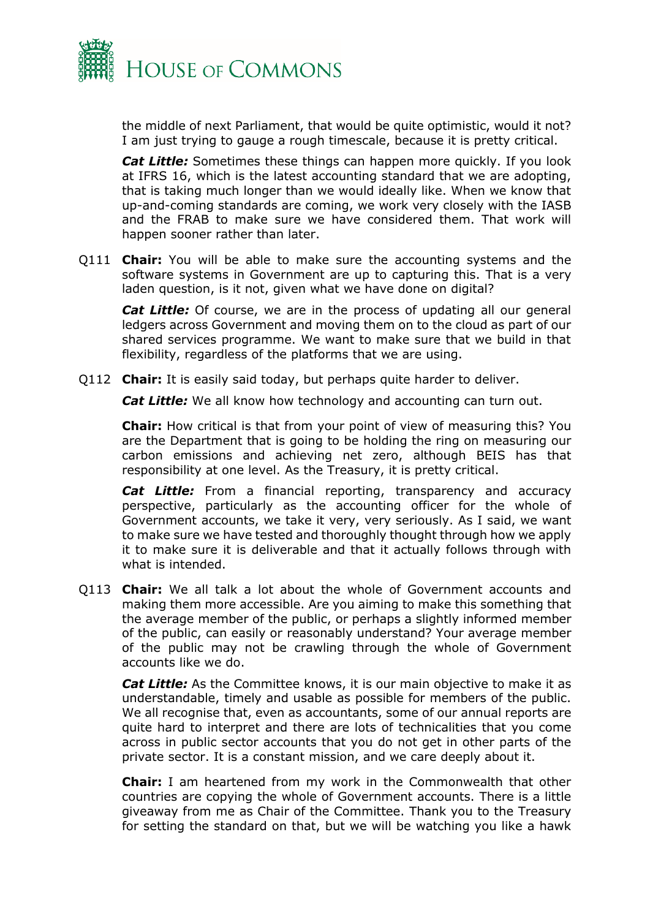the middle of next Parliament, that would be quite optimistic, would it not? I am just trying to gauge a rough timescale, because it is pretty critical.

***Cat Little:*** Sometimes these things can happen more quickly. If you look at IFRS 16, which is the latest accounting standard that we are adopting, that is taking much longer than we would ideally like. When we know that up-and-coming standards are coming, we work very closely with the IASB and the FRAB to make sure we have considered them. That work will happen sooner rather than later.

Q111 **Chair:** You will be able to make sure the accounting systems and the software systems in Government are up to capturing this. That is a very laden question, is it not, given what we have done on digital?

***Cat Little:*** Of course, we are in the process of updating all our general ledgers across Government and moving them on to the cloud as part of our shared services programme. We want to make sure that we build in that flexibility, regardless of the platforms that we are using.

Q112 **Chair:** It is easily said today, but perhaps quite harder to deliver.

***Cat Little:*** We all know how technology and accounting can turn out.

**Chair:** How critical is that from your point of view of measuring this? You are the Department that is going to be holding the ring on measuring our carbon emissions and achieving net zero, although BEIS has that responsibility at one level. As the Treasury, it is pretty critical.

***Cat Little:*** From a financial reporting, transparency and accuracy perspective, particularly as the accounting officer for the whole of Government accounts, we take it very, very seriously. As I said, we want to make sure we have tested and thoroughly thought through how we apply it to make sure it is deliverable and that it actually follows through with what is intended.

Q113 **Chair:** We all talk a lot about the whole of Government accounts and making them more accessible. Are you aiming to make this something that the average member of the public, or perhaps a slightly informed member of the public, can easily or reasonably understand? Your average member of the public may not be crawling through the whole of Government accounts like we do.

***Cat Little:*** As the Committee knows, it is our main objective to make it as understandable, timely and usable as possible for members of the public. We all recognise that, even as accountants, some of our annual reports are quite hard to interpret and there are lots of technicalities that you come across in public sector accounts that you do not get in other parts of the private sector. It is a constant mission, and we care deeply about it.

**Chair:** I am heartened from my work in the Commonwealth that other countries are copying the whole of Government accounts. There is a little giveaway from me as Chair of the Committee. Thank you to the Treasury for setting the standard on that, but we will be watching you like a hawk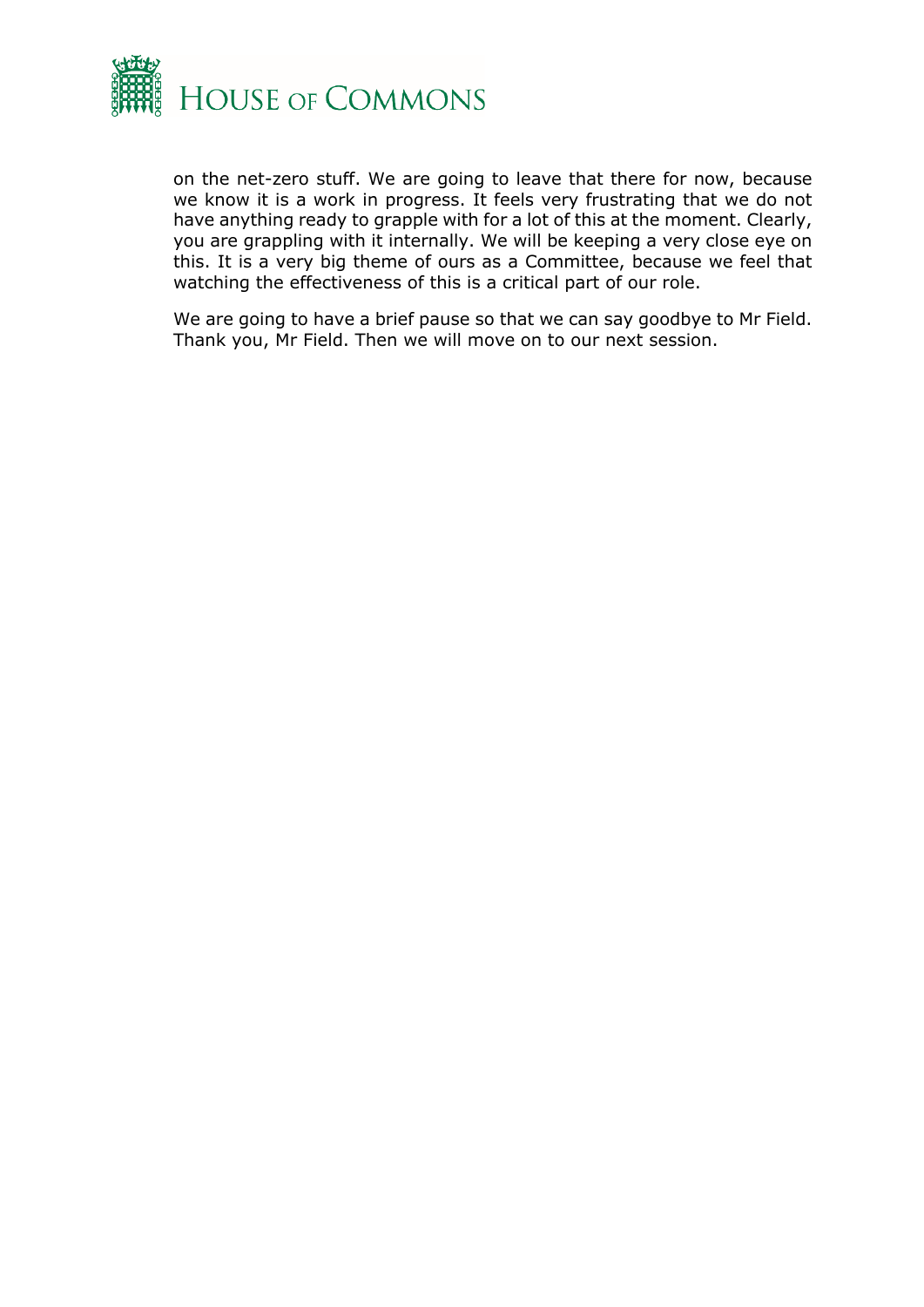on the net-zero stuff. We are going to leave that there for now, because we know it is a work in progress. It feels very frustrating that we do not have anything ready to grapple with for a lot of this at the moment. Clearly, you are grappling with it internally. We will be keeping a very close eye on this. It is a very big theme of ours as a Committee, because we feel that watching the effectiveness of this is a critical part of our role.

We are going to have a brief pause so that we can say goodbye to Mr Field. Thank you, Mr Field. Then we will move on to our next session.